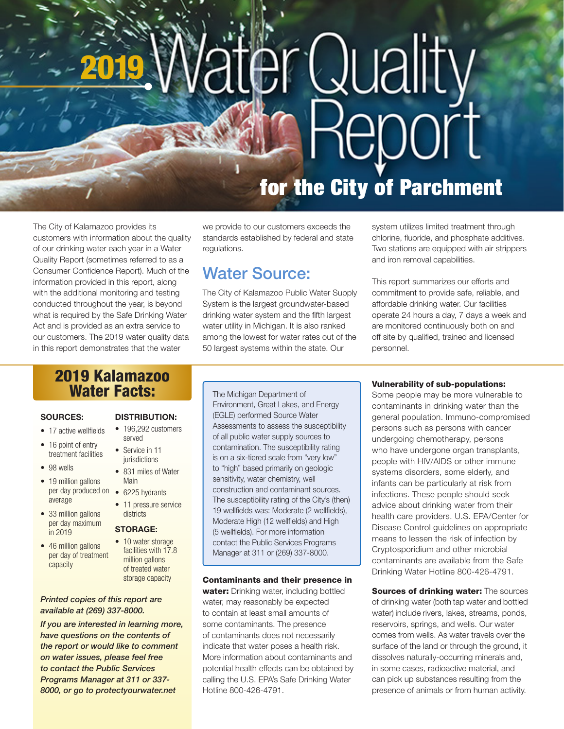# 2019 Water Quality Report

## for the City of Parchment

The City of Kalamazoo provides its customers with information about the quality of our drinking water each year in a Water Quality Report (sometimes referred to as a Consumer Confidence Report). Much of the information provided in this report, along with the additional monitoring and testing conducted throughout the year, is beyond what is required by the Safe Drinking Water Act and is provided as an extra service to our customers. The 2019 water quality data in this report demonstrates that the water we provide to our customers exceeds the standards established by federal and state regulations.

## Water Source:

The City of Kalamazoo Public Water Supply System is the largest groundwater-based drinking water system and the fifth largest water utility in Michigan. It is also ranked among the lowest for water rates out of the 50 largest systems within the state. Our system utilizes limited treatment through chlorine, fluoride, and phosphate additives. Two stations are equipped with air strippers and iron removal capabilities.

This report summarizes our efforts and commitment to provide safe, reliable, and affordable drinking water. Our facilities operate 24 hours a day, 7 days a week and are monitored continuously both on and off site by qualified, trained and licensed personnel.

## 2019 Kalamazoo Water Facts:

**SOURCES:**

- 17 active wellfields
- 16 point of entry treatment facilities
- 98 wells
- 19 million gallons per day produced on average
- 33 million gallons per day maximum in 2019
- 46 million gallons per day of treatment capacity

**DISTRIBUTION:**

- 196,292 customers served
- Service in 11 jurisdictions
- 831 miles of Water Main
- 6225 hydrants
- 11 pressure service districts

**STORAGE:**

- 10 water storage facilities with 17.8 million gallons of treated water storage capacity

***Printed copies of this report are available at (269) 337-8000.***

***If you are interested in learning more, have questions on the contents of the report or would like to comment on water issues, please feel free to contact the Public Services Programs Manager at 311 or 337-8000, or go to protectyourwater.net***

The Michigan Department of Environment, Great Lakes, and Energy (EGLE) performed Source Water Assessments to assess the susceptibility of all public water supply sources to contamination. The susceptibility rating is on a six-tiered scale from "very low" to "high" based primarily on geologic sensitivity, water chemistry, well construction and contaminant sources. The susceptibility rating of the City's (then) 19 wellfields was: Moderate (2 wellfields), Moderate High (12 wellfields) and High (5 wellfields). For more information contact the Public Services Programs Manager at 311 or (269) 337-8000.

**Contaminants and their presence in water:** Drinking water, including bottled water, may reasonably be expected to contain at least small amounts of some contaminants. The presence of contaminants does not necessarily indicate that water poses a health risk. More information about contaminants and potential health effects can be obtained by calling the U.S. EPA's Safe Drinking Water Hotline 800-426-4791.

**Vulnerability of sub-populations:** Some people may be more vulnerable to contaminants in drinking water than the general population. Immuno-compromised persons such as persons with cancer undergoing chemotherapy, persons who have undergone organ transplants, people with HIV/AIDS or other immune systems disorders, some elderly, and infants can be particularly at risk from infections. These people should seek advice about drinking water from their health care providers. U.S. EPA/Center for Disease Control guidelines on appropriate means to lessen the risk of infection by Cryptosporidium and other microbial contaminants are available from the Safe Drinking Water Hotline 800-426-4791.

**Sources of drinking water:** The sources of drinking water (both tap water and bottled water) include rivers, lakes, streams, ponds, reservoirs, springs, and wells. Our water comes from wells. As water travels over the surface of the land or through the ground, it dissolves naturally-occurring minerals and, in some cases, radioactive material, and can pick up substances resulting from the presence of animals or from human activity.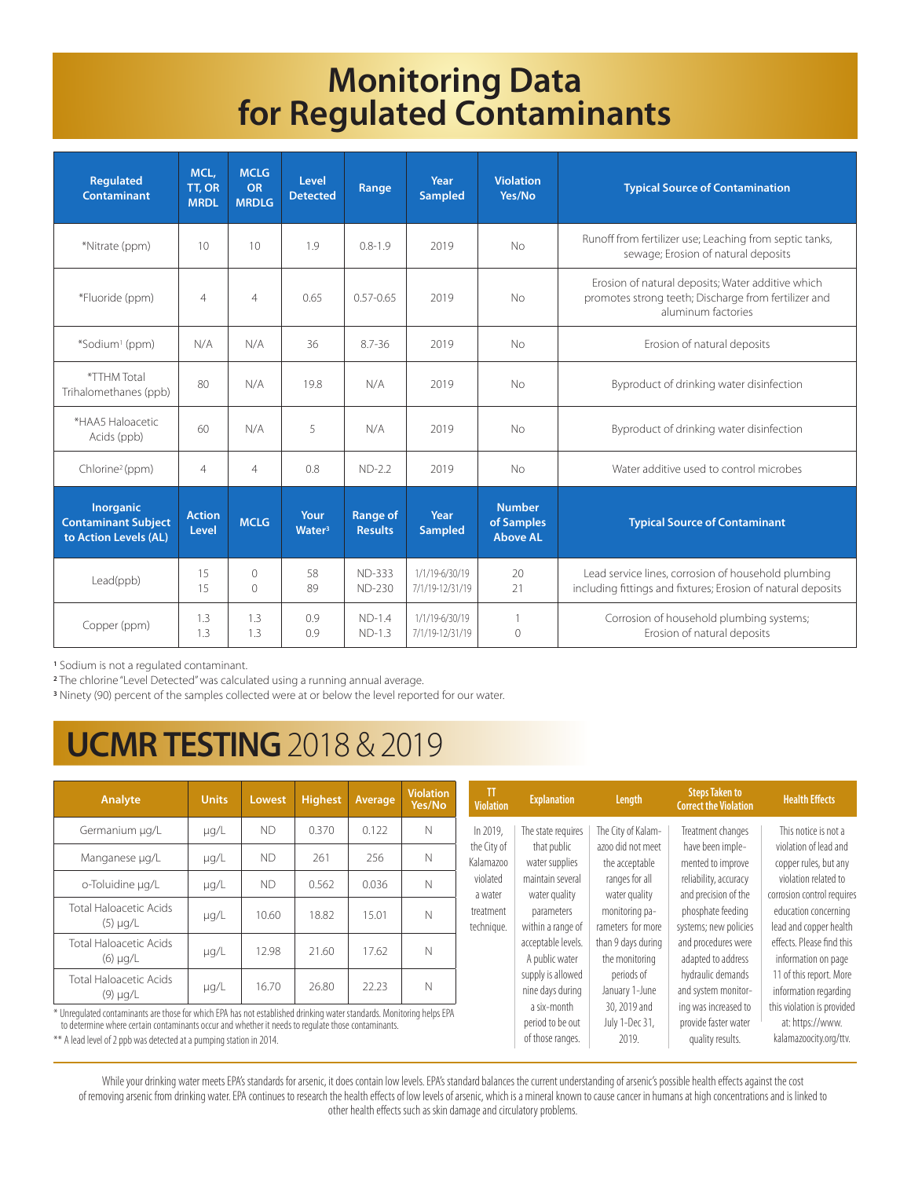# Monitoring Data for Regulated Contaminants

| Regulated Contaminant | MCL, TT, OR MRDL | MCLG OR MRDLG | Level Detected | Range | Year Sampled | Violation Yes/No | Typical Source of Contamination |
|---|---|---|---|---|---|---|---|
| *Nitrate (ppm) | 10 | 10 | 1.9 | 0.8-1.9 | 2019 | No | Runoff from fertilizer use; Leaching from septic tanks, sewage; Erosion of natural deposits |
| *Fluoride (ppm) | 4 | 4 | 0.65 | 0.57-0.65 | 2019 | No | Erosion of natural deposits; Water additive which promotes strong teeth; Discharge from fertilizer and aluminum factories |
| *Sodium[1] (ppm) | N/A | N/A | 36 | 8.7-36 | 2019 | No | Erosion of natural deposits |
| *TTHM Total Trihalomethanes (ppb) | 80 | N/A | 19.8 | N/A | 2019 | No | Byproduct of drinking water disinfection |
| *HAA5 Haloacetic Acids (ppb) | 60 | N/A | 5 | N/A | 2019 | No | Byproduct of drinking water disinfection |
| Chlorine[2] (ppm) | 4 | 4 | 0.8 | ND-2.2 | 2019 | No | Water additive used to control microbes |
| **Inorganic Contaminant Subject to Action Levels (AL)** | **Action Level** | **MCLG** | **Your Water[3]** | **Range of Results** | **Year Sampled** | **Number of Samples Above AL** | **Typical Source of Contaminant** |
| Lead(ppb) | 15<br>15 | 0<br>0 | 58<br>89 | ND-333<br>ND-230 | 1/1/19-6/30/19<br>7/1/19-12/31/19 | 20<br>21 | Lead service lines, corrosion of household plumbing including fittings and fixtures; Erosion of natural deposits |
| Copper (ppm) | 1.3<br>1.3 | 1.3<br>1.3 | 0.9<br>0.9 | ND-1.4<br>ND-1.3 | 1/1/19-6/30/19<br>7/1/19-12/31/19 | 1<br>0 | Corrosion of household plumbing systems; Erosion of natural deposits |

[1] Sodium is not a regulated contaminant.
[2] The chlorine "Level Detected" was calculated using a running annual average.
[3] Ninety (90) percent of the samples collected were at or below the level reported for our water.

# UCMR TESTING 2018 & 2019

| Analyte | Units | Lowest | Highest | Average | Violation Yes/No |
|---|---|---|---|---|---|
| Germanium µg/L | µg/L | ND | 0.370 | 0.122 | N |
| Manganese µg/L | µg/L | ND | 261 | 256 | N |
| o-Toluidine µg/L | µg/L | ND | 0.562 | 0.036 | N |
| Total Haloacetic Acids (5) µg/L | µg/L | 10.60 | 18.82 | 15.01 | N |
| Total Haloacetic Acids (6) µg/L | µg/L | 12.98 | 21.60 | 17.62 | N |
| Total Haloacetic Acids (9) µg/L | µg/L | 16.70 | 26.80 | 22.23 | N |

* Unregulated contaminants are those for which EPA has not established drinking water standards. Monitoring helps EPA to determine where certain contaminants occur and whether it needs to regulate those contaminants.

** A lead level of 2 ppb was detected at a pumping station in 2014.

| TT Violation | Explanation | Length | Steps Taken to Correct the Violation | Health Effects |
|---|---|---|---|---|
| In 2019, the City of Kalamazoo violated a water treatment technique. | The state requires that public water supplies maintain several water quality parameters within a range of acceptable levels. A public water supply is allowed nine days during a six-month period to be out of those ranges. | The City of Kalamazoo did not meet the acceptable ranges for all water quality monitoring parameters for more than 9 days during the monitoring periods of January 1-June 30, 2019 and July 1-Dec 31, 2019. | Treatment changes have been implemented to improve reliability, accuracy and precision of the phosphate feeding systems; new policies and procedures were adapted to address hydraulic demands and system monitoring was increased to provide faster water quality results. | This notice is not a violation of lead and copper rules, but any violation related to corrosion control requires education concerning lead and copper health effects. Please find this information on page 11 of this report. More information regarding this violation is provided at: https://www.kalamazoocity.org/ttv. |

While your drinking water meets EPA's standards for arsenic, it does contain low levels. EPA's standard balances the current understanding of arsenic's possible health effects against the cost of removing arsenic from drinking water. EPA continues to research the health effects of low levels of arsenic, which is a mineral known to cause cancer in humans at high concentrations and is linked to other health effects such as skin damage and circulatory problems.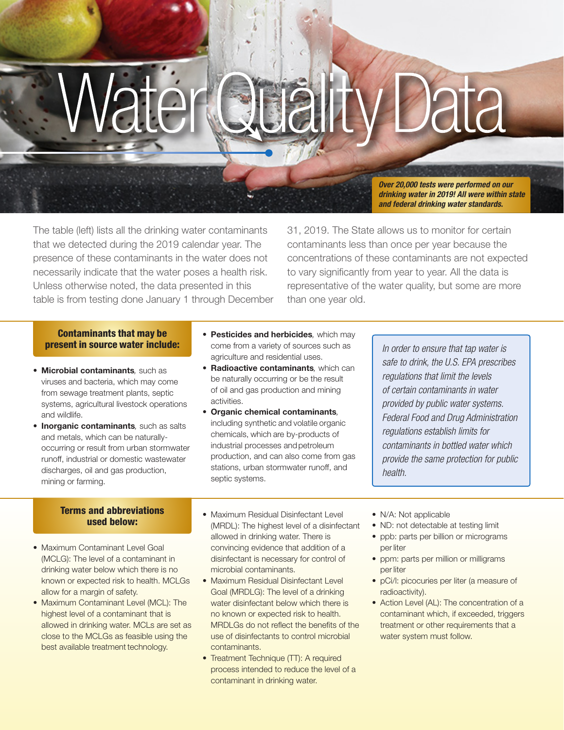# Water Quality Data

***Over 20,000 tests were performed on our drinking water in 2019! All were within state and federal drinking water standards.***

The table (left) lists all the drinking water contaminants that we detected during the 2019 calendar year. The presence of these contaminants in the water does not necessarily indicate that the water poses a health risk. Unless otherwise noted, the data presented in this table is from testing done January 1 through December 31, 2019. The State allows us to monitor for certain contaminants less than once per year because the concentrations of these contaminants are not expected to vary significantly from year to year. All the data is representative of the water quality, but some are more than one year old.

## Contaminants that may be present in source water include:

- **Microbial contaminants**, such as viruses and bacteria, which may come from sewage treatment plants, septic systems, agricultural livestock operations and wildlife.
- **Inorganic contaminants**, such as salts and metals, which can be naturally-occurring or result from urban stormwater runoff, industrial or domestic wastewater discharges, oil and gas production, mining or farming.
- **Pesticides and herbicides**, which may come from a variety of sources such as agriculture and residential uses.
- **Radioactive contaminants**, which can be naturally occurring or be the result of oil and gas production and mining activities.
- **Organic chemical contaminants**, including synthetic and volatile organic chemicals, which are by-products of industrial processes and petroleum production, and can also come from gas stations, urban stormwater runoff, and septic systems.

*In order to ensure that tap water is safe to drink, the U.S. EPA prescribes regulations that limit the levels of certain contaminants in water provided by public water systems. Federal Food and Drug Administration regulations establish limits for contaminants in bottled water which provide the same protection for public health.*

## Terms and abbreviations used below:

- Maximum Contaminant Level Goal (MCLG): The level of a contaminant in drinking water below which there is no known or expected risk to health. MCLGs allow for a margin of safety.
- Maximum Contaminant Level (MCL): The highest level of a contaminant that is allowed in drinking water. MCLs are set as close to the MCLGs as feasible using the best available treatment technology.
- Maximum Residual Disinfectant Level (MRDL): The highest level of a disinfectant allowed in drinking water. There is convincing evidence that addition of a disinfectant is necessary for control of microbial contaminants.
- Maximum Residual Disinfectant Level Goal (MRDLG): The level of a drinking water disinfectant below which there is no known or expected risk to health. MRDLGs do not reflect the benefits of the use of disinfectants to control microbial contaminants.
- Treatment Technique (TT): A required process intended to reduce the level of a contaminant in drinking water.
- N/A: Not applicable
- ND: not detectable at testing limit
- ppb: parts per billion or micrograms per liter
- ppm: parts per million or milligrams per liter
- pCi/l: picocuries per liter (a measure of radioactivity).
- Action Level (AL): The concentration of a contaminant which, if exceeded, triggers treatment or other requirements that a water system must follow.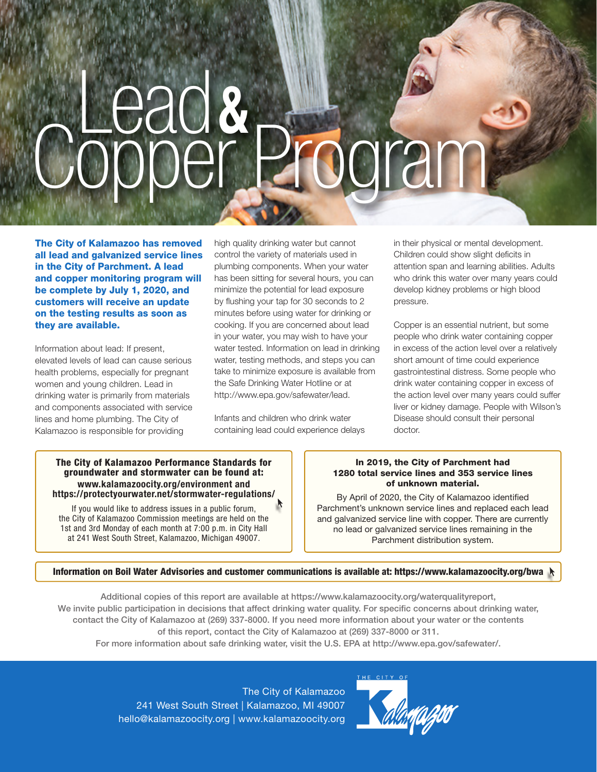# Lead & Copper Program

**The City of Kalamazoo has removed all lead and galvanized service lines in the City of Parchment. A lead and copper monitoring program will be complete by July 1, 2020, and customers will receive an update on the testing results as soon as they are available.**

Information about lead: If present, elevated levels of lead can cause serious health problems, especially for pregnant women and young children. Lead in drinking water is primarily from materials and components associated with service lines and home plumbing. The City of Kalamazoo is responsible for providing high quality drinking water but cannot control the variety of materials used in plumbing components. When your water has been sitting for several hours, you can minimize the potential for lead exposure by flushing your tap for 30 seconds to 2 minutes before using water for drinking or cooking. If you are concerned about lead in your water, you may wish to have your water tested. Information on lead in drinking water, testing methods, and steps you can take to minimize exposure is available from the Safe Drinking Water Hotline or at http://www.epa.gov/safewater/lead.

Infants and children who drink water containing lead could experience delays in their physical or mental development. Children could show slight deficits in attention span and learning abilities. Adults who drink this water over many years could develop kidney problems or high blood pressure.

Copper is an essential nutrient, but some people who drink water containing copper in excess of the action level over a relatively short amount of time could experience gastrointestinal distress. Some people who drink water containing copper in excess of the action level over many years could suffer liver or kidney damage. People with Wilson's Disease should consult their personal doctor.

**The City of Kalamazoo Performance Standards for groundwater and stormwater can be found at: www.kalamazoocity.org/environment and https://protectyourwater.net/stormwater-regulations/**

If you would like to address issues in a public forum, the City of Kalamazoo Commission meetings are held on the 1st and 3rd Monday of each month at 7:00 p.m. in City Hall at 241 West South Street, Kalamazoo, Michigan 49007.

**In 2019, the City of Parchment had 1280 total service lines and 353 service lines of unknown material.**

By April of 2020, the City of Kalamazoo identified Parchment's unknown service lines and replaced each lead and galvanized service line with copper. There are currently no lead or galvanized service lines remaining in the Parchment distribution system.

**Information on Boil Water Advisories and customer communications is available at: https://www.kalamazoocity.org/bwa**

Additional copies of this report are available at https://www.kalamazoocity.org/waterqualityreport,
We invite public participation in decisions that affect drinking water quality. For specific concerns about drinking water, contact the City of Kalamazoo at (269) 337-8000. If you need more information about your water or the contents of this report, contact the City of Kalamazoo at (269) 337-8000 or 311.
For more information about safe drinking water, visit the U.S. EPA at http://www.epa.gov/safewater/.

The City of Kalamazoo
241 West South Street | Kalamazoo, MI 49007
hello@kalamazoocity.org | www.kalamazoocity.org